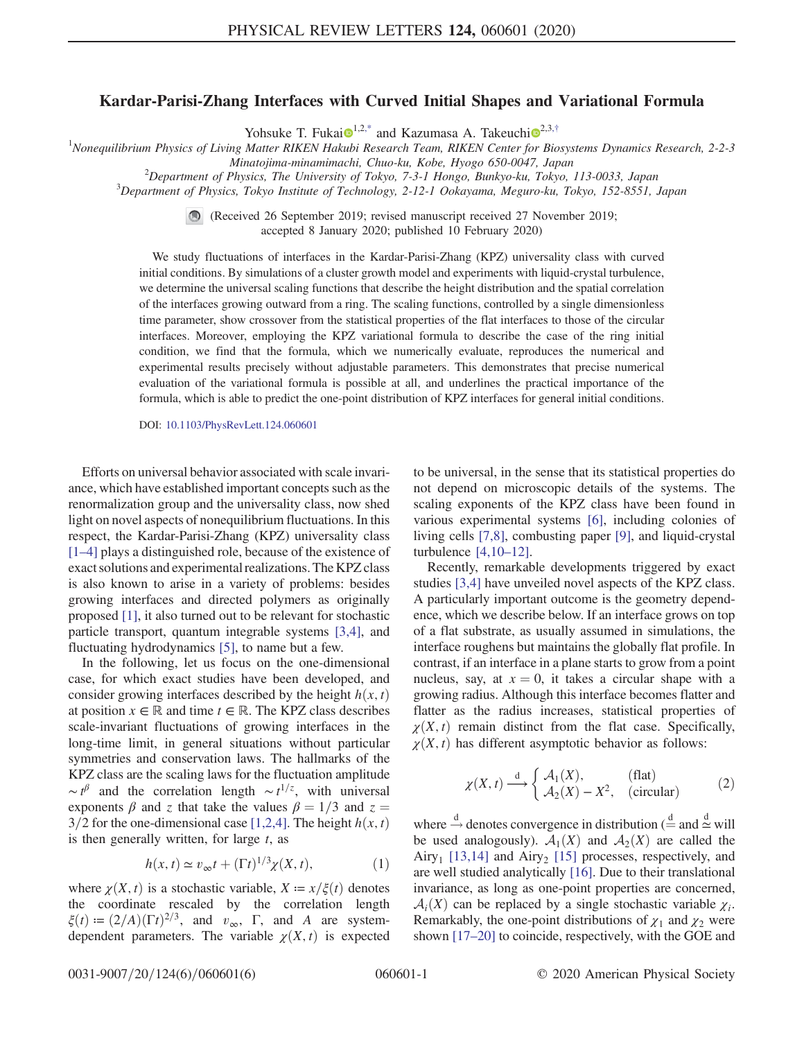# Kardar-Parisi-Zhang Interfaces with Curved Initial Shapes and Variational Formula

Yohsuke T. Fukai[1,2,*] and Kazumasa A. Takeuchi[2,3,†]

[1]Nonequilibrium Physics of Living Matter RIKEN Hakubi Research Team, RIKEN Center for Biosystems Dynamics Research, 2-2-3 Minatojima-minamimachi, Chuo-ku, Kobe, Hyogo 650-0047, Japan

[2]Department of Physics, The University of Tokyo, 7-3-1 Hongo, Bunkyo-ku, Tokyo, 113-0033, Japan

[3]Department of Physics, Tokyo Institute of Technology, 2-12-1 Ookayama, Meguro-ku, Tokyo, 152-8551, Japan

(Received 26 September 2019; revised manuscript received 27 November 2019; accepted 8 January 2020; published 10 February 2020)

We study fluctuations of interfaces in the Kardar-Parisi-Zhang (KPZ) universality class with curved initial conditions. By simulations of a cluster growth model and experiments with liquid-crystal turbulence, we determine the universal scaling functions that describe the height distribution and the spatial correlation of the interfaces growing outward from a ring. The scaling functions, controlled by a single dimensionless time parameter, show crossover from the statistical properties of the flat interfaces to those of the circular interfaces. Moreover, employing the KPZ variational formula to describe the case of the ring initial condition, we find that the formula, which we numerically evaluate, reproduces the numerical and experimental results precisely without adjustable parameters. This demonstrates that precise numerical evaluation of the variational formula is possible at all, and underlines the practical importance of the formula, which is able to predict the one-point distribution of KPZ interfaces for general initial conditions.

DOI: 10.1103/PhysRevLett.124.060601

Efforts on universal behavior associated with scale invariance, which have established important concepts such as the renormalization group and the universality class, now shed light on novel aspects of nonequilibrium fluctuations. In this respect, the Kardar-Parisi-Zhang (KPZ) universality class [1–4] plays a distinguished role, because of the existence of exact solutions and experimental realizations. The KPZ class is also known to arise in a variety of problems: besides growing interfaces and directed polymers as originally proposed [1], it also turned out to be relevant for stochastic particle transport, quantum integrable systems [3,4], and fluctuating hydrodynamics [5], to name but a few.

In the following, let us focus on the one-dimensional case, for which exact studies have been developed, and consider growing interfaces described by the height $h(x,t)$ at position $x \in \mathbb{R}$ and time $t \in \mathbb{R}$. The KPZ class describes scale-invariant fluctuations of growing interfaces in the long-time limit, in general situations without particular symmetries and conservation laws. The hallmarks of the KPZ class are the scaling laws for the fluctuation amplitude $\sim t^{\beta}$ and the correlation length $\sim t^{1/z}$, with universal exponents $\beta$ and $z$ that take the values $\beta = 1/3$ and $z = 3/2$ for the one-dimensional case [1,2,4]. The height $h(x,t)$ is then generally written, for large $t$, as

$$h(x,t) \simeq v_{\infty} t + (\Gamma t)^{1/3} \chi(X,t), \tag{1}$$

where $\chi(X,t)$ is a stochastic variable, $X \coloneqq x/\xi(t)$ denotes the coordinate rescaled by the correlation length $\xi(t) \coloneqq (2/A)(\Gamma t)^{2/3}$, and $v_{\infty}$, $\Gamma$, and $A$ are system-dependent parameters. The variable $\chi(X,t)$ is expected to be universal, in the sense that its statistical properties do not depend on microscopic details of the systems. The scaling exponents of the KPZ class have been found in various experimental systems [6], including colonies of living cells [7,8], combusting paper [9], and liquid-crystal turbulence [4,10–12].

Recently, remarkable developments triggered by exact studies [3,4] have unveiled novel aspects of the KPZ class. A particularly important outcome is the geometry dependence, which we describe below. If an interface grows on top of a flat substrate, as usually assumed in simulations, the interface roughens but maintains the globally flat profile. In contrast, if an interface in a plane starts to grow from a point nucleus, say, at $x = 0$, it takes a circular shape with a growing radius. Although this interface becomes flatter and flatter as the radius increases, statistical properties of $\chi(X,t)$ remain distinct from the flat case. Specifically, $\chi(X,t)$ has different asymptotic behavior as follows:

$$\chi(X,t) \xrightarrow{\mathrm{d}} \begin{cases} \mathcal{A}_1(X), & \text{(flat)} \\ \mathcal{A}_2(X) - X^2, & \text{(circular)} \end{cases} \tag{2}$$

where $\xrightarrow{\mathrm{d}}$ denotes convergence in distribution ($\stackrel{\mathrm{d}}{=}$ and $\stackrel{\mathrm{d}}{\simeq}$ will be used analogously). $\mathcal{A}_1(X)$ and $\mathcal{A}_2(X)$ are called the Airy$_1$ [13,14] and Airy$_2$ [15] processes, respectively, and are well studied analytically [16]. Due to their translational invariance, as long as one-point properties are concerned, $\mathcal{A}_i(X)$ can be replaced by a single stochastic variable $\chi_i$. Remarkably, the one-point distributions of $\chi_1$ and $\chi_2$ were shown [17–20] to coincide, respectively, with the GOE and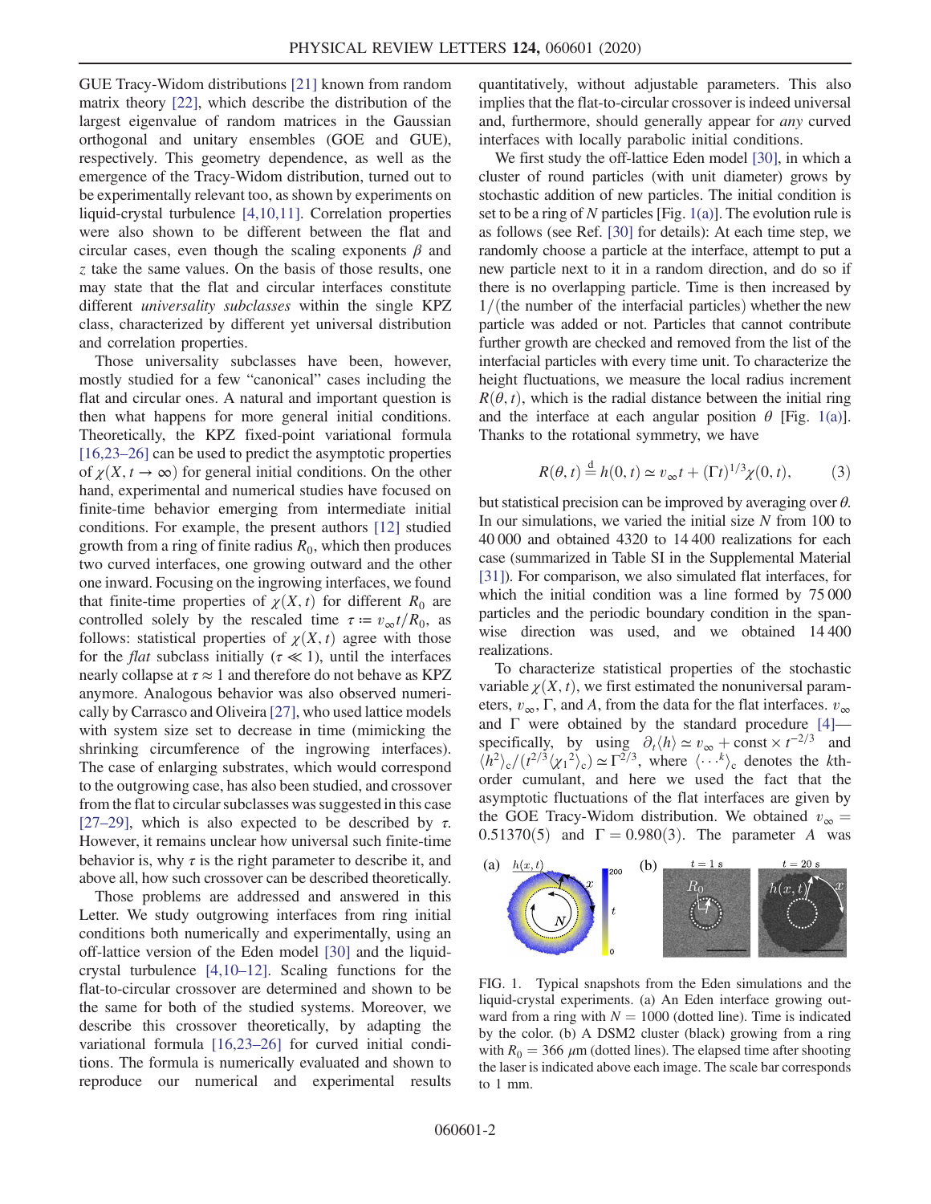GUE Tracy-Widom distributions [21] known from random matrix theory [22], which describe the distribution of the largest eigenvalue of random matrices in the Gaussian orthogonal and unitary ensembles (GOE and GUE), respectively. This geometry dependence, as well as the emergence of the Tracy-Widom distribution, turned out to be experimentally relevant too, as shown by experiments on liquid-crystal turbulence [4,10,11]. Correlation properties were also shown to be different between the flat and circular cases, even though the scaling exponents $\beta$ and $z$ take the same values. On the basis of those results, one may state that the flat and circular interfaces constitute different *universality subclasses* within the single KPZ class, characterized by different yet universal distribution and correlation properties.

Those universality subclasses have been, however, mostly studied for a few "canonical" cases including the flat and circular ones. A natural and important question is then what happens for more general initial conditions. Theoretically, the KPZ fixed-point variational formula [16,23–26] can be used to predict the asymptotic properties of $\chi(X, t \to \infty)$ for general initial conditions. On the other hand, experimental and numerical studies have focused on finite-time behavior emerging from intermediate initial conditions. For example, the present authors [12] studied growth from a ring of finite radius $R_0$, which then produces two curved interfaces, one growing outward and the other one inward. Focusing on the ingrowing interfaces, we found that finite-time properties of $\chi(X,t)$ for different $R_0$ are controlled solely by the rescaled time $\tau := v_\infty t/R_0$, as follows: statistical properties of $\chi(X,t)$ agree with those for the *flat* subclass initially ($\tau \ll 1$), until the interfaces nearly collapse at $\tau \approx 1$ and therefore do not behave as KPZ anymore. Analogous behavior was also observed numerically by Carrasco and Oliveira [27], who used lattice models with system size set to decrease in time (mimicking the shrinking circumference of the ingrowing interfaces). The case of enlarging substrates, which would correspond to the outgrowing case, has also been studied, and crossover from the flat to circular subclasses was suggested in this case [27–29], which is also expected to be described by $\tau$. However, it remains unclear how universal such finite-time behavior is, why $\tau$ is the right parameter to describe it, and above all, how such crossover can be described theoretically.

Those problems are addressed and answered in this Letter. We study outgrowing interfaces from ring initial conditions both numerically and experimentally, using an off-lattice version of the Eden model [30] and the liquid-crystal turbulence [4,10–12]. Scaling functions for the flat-to-circular crossover are determined and shown to be the same for both of the studied systems. Moreover, we describe this crossover theoretically, by adapting the variational formula [16,23–26] for curved initial conditions. The formula is numerically evaluated and shown to reproduce our numerical and experimental results quantitatively, without adjustable parameters. This also implies that the flat-to-circular crossover is indeed universal and, furthermore, should generally appear for *any* curved interfaces with locally parabolic initial conditions.

We first study the off-lattice Eden model [30], in which a cluster of round particles (with unit diameter) grows by stochastic addition of new particles. The initial condition is set to be a ring of $N$ particles [Fig. 1(a)]. The evolution rule is as follows (see Ref. [30] for details): At each time step, we randomly choose a particle at the interface, attempt to put a new particle next to it in a random direction, and do so if there is no overlapping particle. Time is then increased by $1/$(the number of the interfacial particles) whether the new particle was added or not. Particles that cannot contribute further growth are checked and removed from the list of the interfacial particles with every time unit. To characterize the height fluctuations, we measure the local radius increment $R(\theta, t)$, which is the radial distance between the initial ring and the interface at each angular position $\theta$ [Fig. 1(a)]. Thanks to the rotational symmetry, we have

$$R(\theta, t) \stackrel{\mathrm{d}}{=} h(0,t) \simeq v_\infty t + (\Gamma t)^{1/3}\chi(0,t), \tag{3}$$

but statistical precision can be improved by averaging over $\theta$. In our simulations, we varied the initial size $N$ from 100 to 40 000 and obtained 4320 to 14 400 realizations for each case (summarized in Table SI in the Supplemental Material [31]). For comparison, we also simulated flat interfaces, for which the initial condition was a line formed by 75 000 particles and the periodic boundary condition in the spanwise direction was used, and we obtained 14 400 realizations.

To characterize statistical properties of the stochastic variable $\chi(X,t)$, we first estimated the nonuniversal parameters, $v_\infty$, $\Gamma$, and $A$, from the data for the flat interfaces. $v_\infty$ and $\Gamma$ were obtained by the standard procedure [4]—specifically, by using $\partial_t \langle h \rangle \simeq v_\infty + \mathrm{const} \times t^{-2/3}$ and $\langle h^2 \rangle_c / (t^{2/3} \langle \chi_1{}^2 \rangle_c) \simeq \Gamma^{2/3}$, where $\langle \cdots^k \rangle_c$ denotes the $k$th-order cumulant, and here we used the fact that the asymptotic fluctuations of the flat interfaces are given by the GOE Tracy-Widom distribution. We obtained $v_\infty = 0.51370(5)$ and $\Gamma = 0.980(3)$. The parameter $A$ was

FIG. 1. Typical snapshots from the Eden simulations and the liquid-crystal experiments. (a) An Eden interface growing outward from a ring with $N = 1000$ (dotted line). Time is indicated by the color. (b) A DSM2 cluster (black) growing from a ring with $R_0 = 366$ $\mu$m (dotted lines). The elapsed time after shooting the laser is indicated above each image. The scale bar corresponds to 1 mm.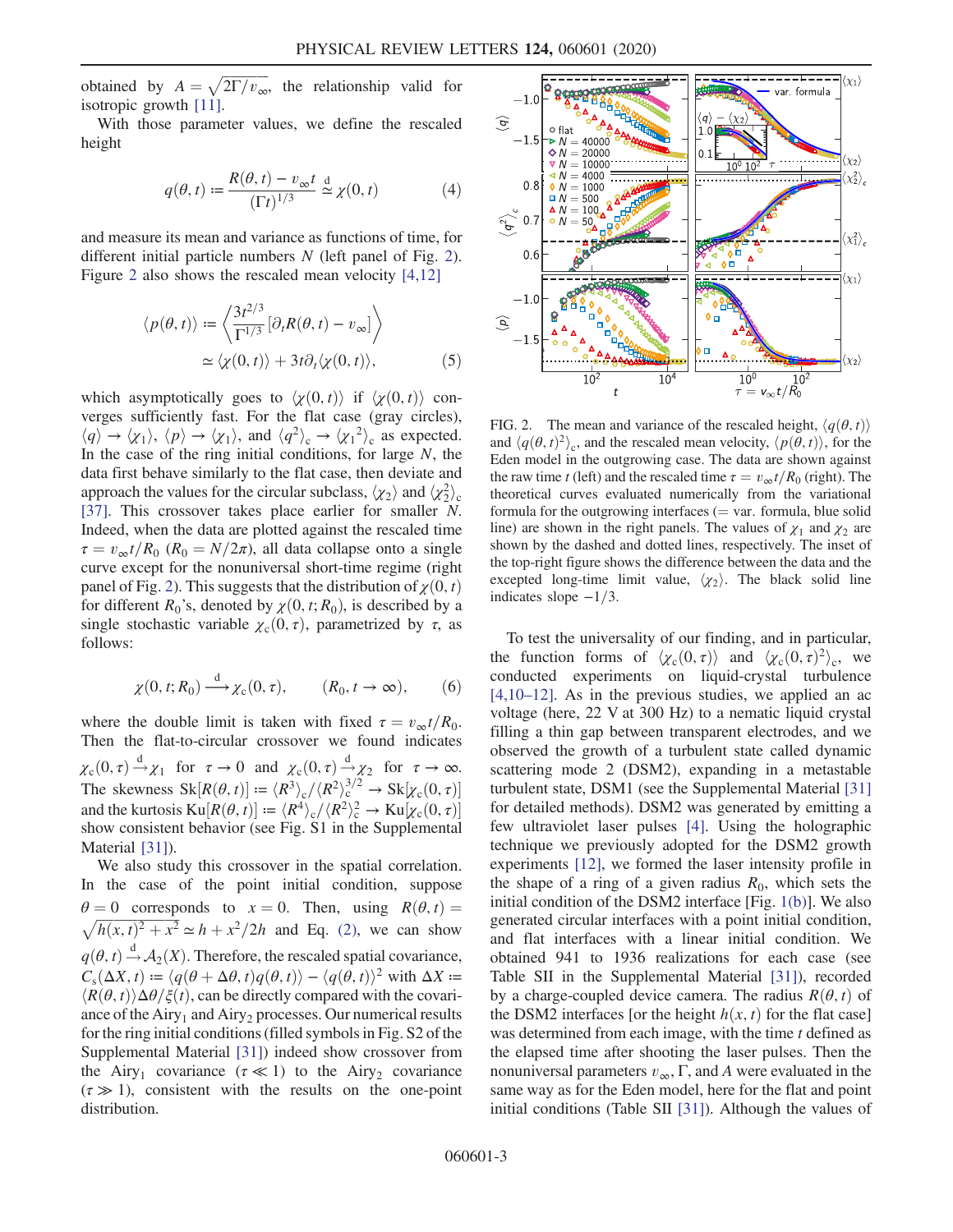obtained by $A = \sqrt{2\Gamma/v_\infty}$, the relationship valid for isotropic growth [11].

With those parameter values, we define the rescaled height

$$q(\theta, t) := \frac{R(\theta, t) - v_\infty t}{(\Gamma t)^{1/3}} \overset{\mathrm{d}}{\simeq} \chi(0, t) \tag{4}$$

and measure its mean and variance as functions of time, for different initial particle numbers $N$ (left panel of Fig. 2). Figure 2 also shows the rescaled mean velocity [4,12]

$$\langle p(\theta, t) \rangle := \left\langle \frac{3t^{2/3}}{\Gamma^{1/3}} [\partial_t R(\theta, t) - v_\infty] \right\rangle \simeq \langle \chi(0, t) \rangle + 3t\partial_t \langle \chi(0, t) \rangle, \tag{5}$$

which asymptotically goes to $\langle \chi(0, t) \rangle$ if $\langle \chi(0, t) \rangle$ converges sufficiently fast. For the flat case (gray circles), $\langle q \rangle \to \langle \chi_1 \rangle$, $\langle p \rangle \to \langle \chi_1 \rangle$, and $\langle q^2 \rangle_c \to \langle \chi_1{}^2 \rangle_c$ as expected. In the case of the ring initial conditions, for large $N$, the data first behave similarly to the flat case, then deviate and approach the values for the circular subclass, $\langle \chi_2 \rangle$ and $\langle \chi_2^2 \rangle_c$ [37]. This crossover takes place earlier for smaller $N$. Indeed, when the data are plotted against the rescaled time $\tau = v_\infty t / R_0$ ($R_0 = N/2\pi$), all data collapse onto a single curve except for the nonuniversal short-time regime (right panel of Fig. 2). This suggests that the distribution of $\chi(0, t)$ for different $R_0$'s, denoted by $\chi(0, t; R_0)$, is described by a single stochastic variable $\chi_c(0, \tau)$, parametrized by $\tau$, as follows:

$$\chi(0, t; R_0) \overset{\mathrm{d}}{\longrightarrow} \chi_c(0, \tau), \qquad (R_0, t \to \infty), \tag{6}$$

where the double limit is taken with fixed $\tau = v_\infty t / R_0$. Then the flat-to-circular crossover we found indicates $\chi_c(0, \tau) \overset{\mathrm{d}}{\to} \chi_1$ for $\tau \to 0$ and $\chi_c(0, \tau) \overset{\mathrm{d}}{\to} \chi_2$ for $\tau \to \infty$. The skewness $\mathrm{Sk}[R(\theta, t)] := \langle R^3 \rangle_c / \langle R^2 \rangle_c^{3/2} \to \mathrm{Sk}[\chi_c(0, \tau)]$ and the kurtosis $\mathrm{Ku}[R(\theta, t)] := \langle R^4 \rangle_c / \langle R^2 \rangle_c^2 \to \mathrm{Ku}[\chi_c(0, \tau)]$ show consistent behavior (see Fig. S1 in the Supplemental Material [31]).

We also study this crossover in the spatial correlation. In the case of the point initial condition, suppose $\theta = 0$ corresponds to $x = 0$. Then, using $R(\theta, t) = \sqrt{h(x, t)^2 + x^2} \simeq h + x^2/2h$ and Eq. (2), we can show $q(\theta, t) \overset{\mathrm{d}}{\to} \mathcal{A}_2(X)$. Therefore, the rescaled spatial covariance, $C_s(\Delta X, t) := \langle q(\theta + \Delta\theta, t) q(\theta, t) \rangle - \langle q(\theta, t) \rangle^2$ with $\Delta X := \langle R(\theta, t) \rangle \Delta\theta / \xi(t)$, can be directly compared with the covariance of the $\mathrm{Airy}_1$ and $\mathrm{Airy}_2$ processes. Our numerical results for the ring initial conditions (filled symbols in Fig. S2 of the Supplemental Material [31]) indeed show crossover from the $\mathrm{Airy}_1$ covariance ($\tau \ll 1$) to the $\mathrm{Airy}_2$ covariance ($\tau \gg 1$), consistent with the results on the one-point distribution.

FIG. 2. The mean and variance of the rescaled height, $\langle q(\theta, t) \rangle$ and $\langle q(\theta, t)^2 \rangle_c$, and the rescaled mean velocity, $\langle p(\theta, t) \rangle$, for the Eden model in the outgrowing case. The data are shown against the raw time $t$ (left) and the rescaled time $\tau = v_\infty t / R_0$ (right). The theoretical curves evaluated numerically from the variational formula for the outgrowing interfaces (= var. formula, blue solid line) are shown in the right panels. The values of $\chi_1$ and $\chi_2$ are shown by the dashed and dotted lines, respectively. The inset of the top-right figure shows the difference between the data and the excepted long-time limit value, $\langle \chi_2 \rangle$. The black solid line indicates slope $-1/3$.

To test the universality of our finding, and in particular, the function forms of $\langle \chi_c(0, \tau) \rangle$ and $\langle \chi_c(0, \tau)^2 \rangle_c$, we conducted experiments on liquid-crystal turbulence [4,10–12]. As in the previous studies, we applied an ac voltage (here, 22 V at 300 Hz) to a nematic liquid crystal filling a thin gap between transparent electrodes, and we observed the growth of a turbulent state called dynamic scattering mode 2 (DSM2), expanding in a metastable turbulent state, DSM1 (see the Supplemental Material [31] for detailed methods). DSM2 was generated by emitting a few ultraviolet laser pulses [4]. Using the holographic technique we previously adopted for the DSM2 growth experiments [12], we formed the laser intensity profile in the shape of a ring of a given radius $R_0$, which sets the initial condition of the DSM2 interface [Fig. 1(b)]. We also generated circular interfaces with a point initial condition, and flat interfaces with a linear initial condition. We obtained 941 to 1936 realizations for each case (see Table SII in the Supplemental Material [31]), recorded by a charge-coupled device camera. The radius $R(\theta, t)$ of the DSM2 interfaces [or the height $h(x, t)$ for the flat case] was determined from each image, with the time $t$ defined as the elapsed time after shooting the laser pulses. Then the nonuniversal parameters $v_\infty$, $\Gamma$, and $A$ were evaluated in the same way as for the Eden model, here for the flat and point initial conditions (Table SII [31]). Although the values of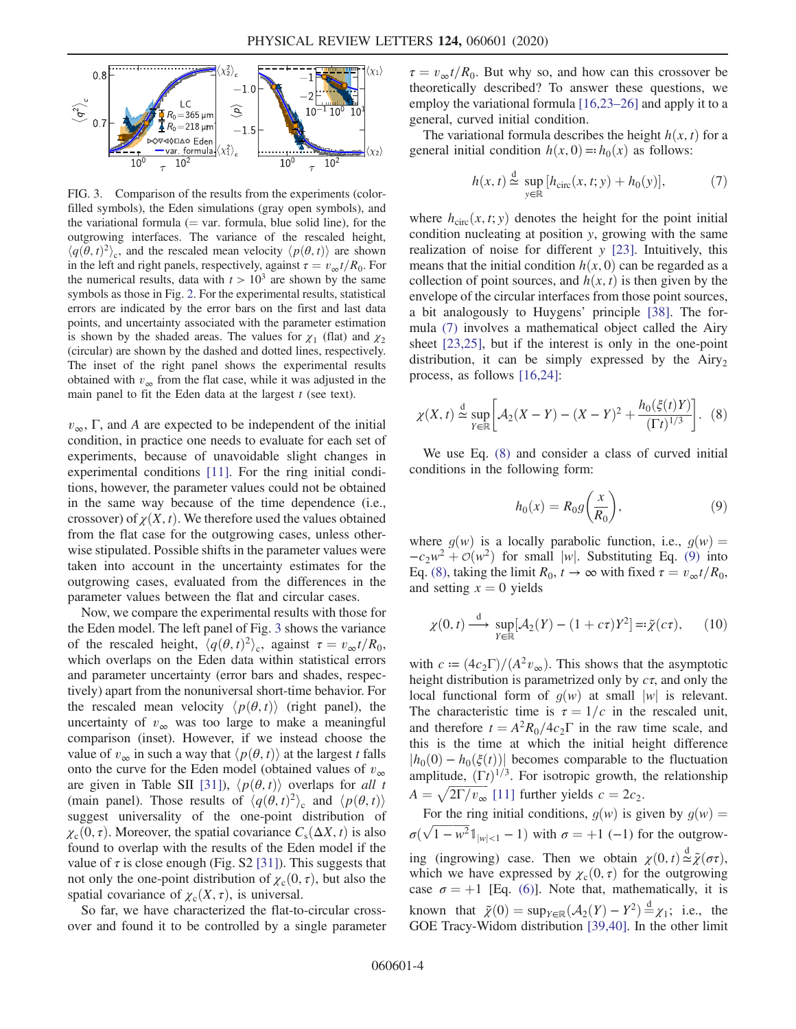FIG. 3. Comparison of the results from the experiments (color-filled symbols), the Eden simulations (gray open symbols), and the variational formula (= var. formula, blue solid line), for the outgrowing interfaces. The variance of the rescaled height, $\langle q(\theta,t)^2\rangle_c$, and the rescaled mean velocity $\langle p(\theta,t)\rangle$ are shown in the left and right panels, respectively, against $\tau = v_\infty t/R_0$. For the numerical results, data with $t > 10^3$ are shown by the same symbols as those in Fig. 2. For the experimental results, statistical errors are indicated by the error bars on the first and last data points, and uncertainty associated with the parameter estimation is shown by the shaded areas. The values for $\chi_1$ (flat) and $\chi_2$ (circular) are shown by the dashed and dotted lines, respectively. The inset of the right panel shows the experimental results obtained with $v_\infty$ from the flat case, while it was adjusted in the main panel to fit the Eden data at the largest $t$ (see text).

$v_\infty$, $\Gamma$, and $A$ are expected to be independent of the initial condition, in practice one needs to evaluate for each set of experiments, because of unavoidable slight changes in experimental conditions [11]. For the ring initial conditions, however, the parameter values could not be obtained in the same way because of the time dependence (i.e., crossover) of $\chi(X,t)$. We therefore used the values obtained from the flat case for the outgrowing cases, unless otherwise stipulated. Possible shifts in the parameter values were taken into account in the uncertainty estimates for the outgrowing cases, evaluated from the differences in the parameter values between the flat and circular cases.

Now, we compare the experimental results with those for the Eden model. The left panel of Fig. 3 shows the variance of the rescaled height, $\langle q(\theta,t)^2\rangle_c$, against $\tau = v_\infty t/R_0$, which overlaps on the Eden data within statistical errors and parameter uncertainty (error bars and shades, respectively) apart from the nonuniversal short-time behavior. For the rescaled mean velocity $\langle p(\theta,t)\rangle$ (right panel), the uncertainty of $v_\infty$ was too large to make a meaningful comparison (inset). However, if we instead choose the value of $v_\infty$ in such a way that $\langle p(\theta,t)\rangle$ at the largest $t$ falls onto the curve for the Eden model (obtained values of $v_\infty$ are given in Table SII [31]), $\langle p(\theta,t)\rangle$ overlaps for *all* $t$ (main panel). Those results of $\langle q(\theta,t)^2\rangle_c$ and $\langle p(\theta,t)\rangle$ suggest universality of the one-point distribution of $\chi_c(0,\tau)$. Moreover, the spatial covariance $C_s(\Delta X,t)$ is also found to overlap with the results of the Eden model if the value of $\tau$ is close enough (Fig. S2 [31]). This suggests that not only the one-point distribution of $\chi_c(0,\tau)$, but also the spatial covariance of $\chi_c(X,\tau)$, is universal.

So far, we have characterized the flat-to-circular crossover and found it to be controlled by a single parameter $\tau = v_\infty t/R_0$. But why so, and how can this crossover be theoretically described? To answer these questions, we employ the variational formula [16,23–26] and apply it to a general, curved initial condition.

The variational formula describes the height $h(x,t)$ for a general initial condition $h(x,0) =: h_0(x)$ as follows:

$$h(x,t) \overset{\mathrm{d}}{\simeq} \sup_{y\in\mathbb{R}} [h_{\mathrm{circ}}(x,t;y) + h_0(y)], \tag{7}$$

where $h_{\mathrm{circ}}(x,t;y)$ denotes the height for the point initial condition nucleating at position $y$, growing with the same realization of noise for different $y$ [23]. Intuitively, this means that the initial condition $h(x,0)$ can be regarded as a collection of point sources, and $h(x,t)$ is then given by the envelope of the circular interfaces from those point sources, a bit analogously to Huygens' principle [38]. The formula (7) involves a mathematical object called the Airy sheet [23,25], but if the interest is only in the one-point distribution, it can be simply expressed by the Airy$_2$ process, as follows [16,24]:

$$\chi(X,t) \overset{\mathrm{d}}{\simeq} \sup_{Y\in\mathbb{R}} \left[\mathcal{A}_2(X-Y) - (X-Y)^2 + \frac{h_0(\xi(t)Y)}{(\Gamma t)^{1/3}}\right]. \tag{8}$$

We use Eq. (8) and consider a class of curved initial conditions in the following form:

$$h_0(x) = R_0 g\left(\frac{x}{R_0}\right), \tag{9}$$

where $g(w)$ is a locally parabolic function, i.e., $g(w) = -c_2 w^2 + \mathcal{O}(w^2)$ for small $|w|$. Substituting Eq. (9) into Eq. (8), taking the limit $R_0, t \to \infty$ with fixed $\tau = v_\infty t/R_0$, and setting $x = 0$ yields

$$\chi(0,t) \overset{\mathrm{d}}{\longrightarrow} \sup_{Y\in\mathbb{R}} [\mathcal{A}_2(Y) - (1 + c\tau)Y^2] =: \tilde{\chi}(c\tau), \tag{10}$$

with $c := (4c_2\Gamma)/(A^2 v_\infty)$. This shows that the asymptotic height distribution is parametrized only by $c\tau$, and only the local functional form of $g(w)$ at small $|w|$ is relevant. The characteristic time is $\tau = 1/c$ in the rescaled unit, and therefore $t = A^2 R_0/4c_2\Gamma$ in the raw time scale, and this is the time at which the initial height difference $|h_0(0) - h_0(\xi(t))|$ becomes comparable to the fluctuation amplitude, $(\Gamma t)^{1/3}$. For isotropic growth, the relationship $A = \sqrt{2\Gamma/v_\infty}$ [11] further yields $c = 2c_2$.

For the ring initial conditions, $g(w)$ is given by $g(w) = \sigma(\sqrt{1-w^2}\mathbb{1}_{|w|<1} - 1)$ with $\sigma = +1$ $(-1)$ for the outgrowing (ingrowing) case. Then we obtain $\chi(0,t) \overset{\mathrm{d}}{\simeq} \tilde{\chi}(\sigma\tau)$, which we have expressed by $\chi_c(0,\tau)$ for the outgrowing case $\sigma = +1$ [Eq. (6)]. Note that, mathematically, it is known that $\tilde{\chi}(0) = \sup_{Y\in\mathbb{R}}(\mathcal{A}_2(Y) - Y^2) \overset{\mathrm{d}}{=} \chi_1$; i.e., the GOE Tracy-Widom distribution [39,40]. In the other limit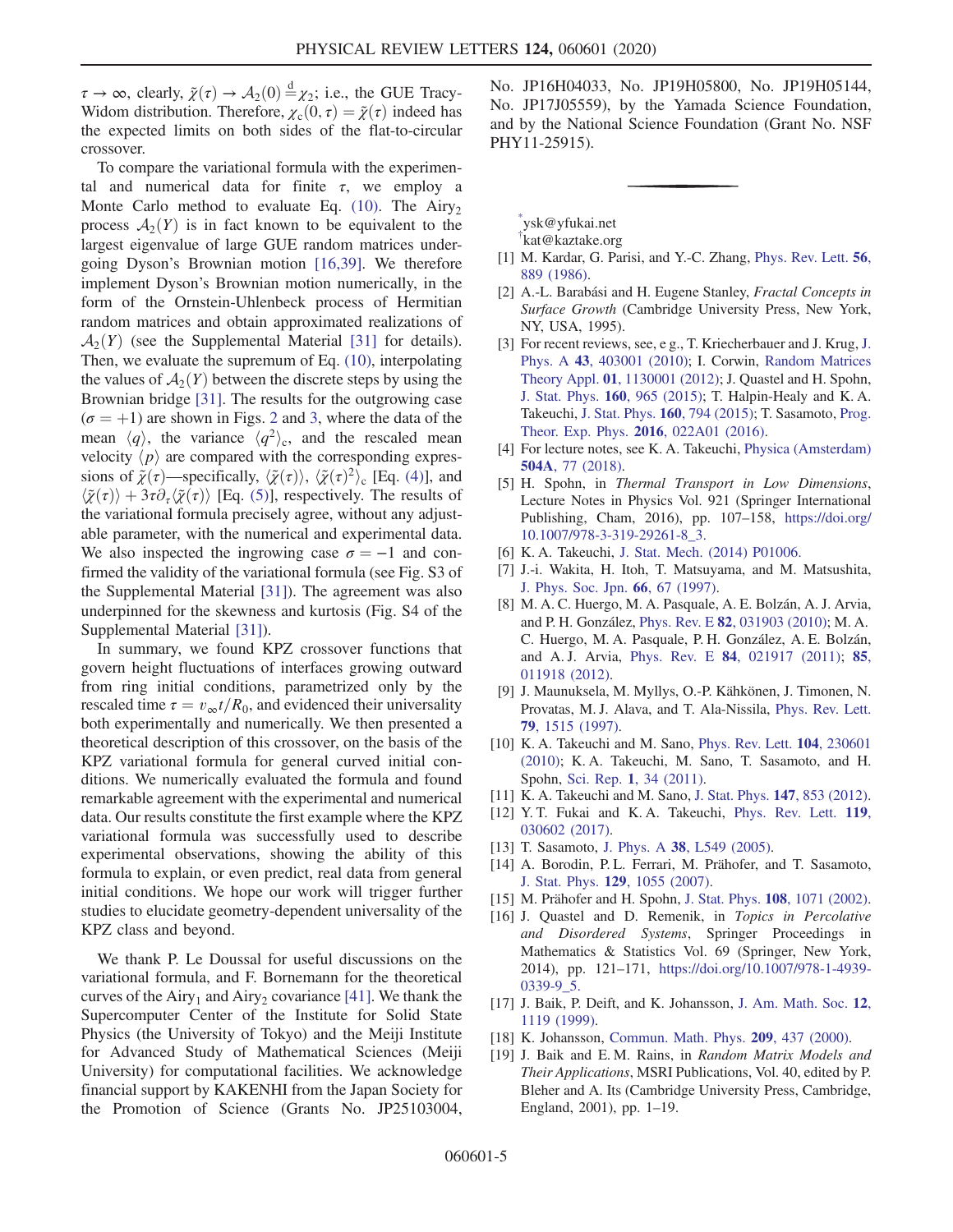$\tau \to \infty$, clearly, $\tilde{\chi}(\tau) \to \mathcal{A}_2(0) \stackrel{\mathrm{d}}{=} \chi_2$; i.e., the GUE Tracy-Widom distribution. Therefore, $\chi_c(0, \tau) = \tilde{\chi}(\tau)$ indeed has the expected limits on both sides of the flat-to-circular crossover.

To compare the variational formula with the experimental and numerical data for finite $\tau$, we employ a Monte Carlo method to evaluate Eq. (10). The Airy$_2$ process $\mathcal{A}_2(Y)$ is in fact known to be equivalent to the largest eigenvalue of large GUE random matrices undergoing Dyson's Brownian motion [16,39]. We therefore implement Dyson's Brownian motion numerically, in the form of the Ornstein-Uhlenbeck process of Hermitian random matrices and obtain approximated realizations of $\mathcal{A}_2(Y)$ (see the Supplemental Material [31] for details). Then, we evaluate the supremum of Eq. (10), interpolating the values of $\mathcal{A}_2(Y)$ between the discrete steps by using the Brownian bridge [31]. The results for the outgrowing case ($\sigma = +1$) are shown in Figs. 2 and 3, where the data of the mean $\langle q \rangle$, the variance $\langle q^2 \rangle_c$, and the rescaled mean velocity $\langle p \rangle$ are compared with the corresponding expressions of $\tilde{\chi}(\tau)$—specifically, $\langle \tilde{\chi}(\tau) \rangle$, $\langle \tilde{\chi}(\tau)^2 \rangle_c$ [Eq. (4)], and $\langle \tilde{\chi}(\tau) \rangle + 3\tau \partial_\tau \langle \tilde{\chi}(\tau) \rangle$ [Eq. (5)], respectively. The results of the variational formula precisely agree, without any adjustable parameter, with the numerical and experimental data. We also inspected the ingrowing case $\sigma = -1$ and confirmed the validity of the variational formula (see Fig. S3 of the Supplemental Material [31]). The agreement was also underpinned for the skewness and kurtosis (Fig. S4 of the Supplemental Material [31]).

In summary, we found KPZ crossover functions that govern height fluctuations of interfaces growing outward from ring initial conditions, parametrized only by the rescaled time $\tau = v_\infty t / R_0$, and evidenced their universality both experimentally and numerically. We then presented a theoretical description of this crossover, on the basis of the KPZ variational formula for general curved initial conditions. We numerically evaluated the formula and found remarkable agreement with the experimental and numerical data. Our results constitute the first example where the KPZ variational formula was successfully used to describe experimental observations, showing the ability of this formula to explain, or even predict, real data from general initial conditions. We hope our work will trigger further studies to elucidate geometry-dependent universality of the KPZ class and beyond.

We thank P. Le Doussal for useful discussions on the variational formula, and F. Bornemann for the theoretical curves of the Airy$_1$ and Airy$_2$ covariance [41]. We thank the Supercomputer Center of the Institute for Solid State Physics (the University of Tokyo) and the Meiji Institute for Advanced Study of Mathematical Sciences (Meiji University) for computational facilities. We acknowledge financial support by KAKENHI from the Japan Society for the Promotion of Science (Grants No. JP25103004, No. JP16H04033, No. JP19H05800, No. JP19H05144, No. JP17J05559), by the Yamada Science Foundation, and by the National Science Foundation (Grant No. NSF PHY11-25915).

---

[*] ysk@yfukai.net

[†] kat@kaztake.org

[1] M. Kardar, G. Parisi, and Y.-C. Zhang, Phys. Rev. Lett. **56**, 889 (1986).

[2] A.-L. Barabási and H. Eugene Stanley, *Fractal Concepts in Surface Growth* (Cambridge University Press, New York, NY, USA, 1995).

[3] For recent reviews, see, e g., T. Kriecherbauer and J. Krug, J. Phys. A **43**, 403001 (2010); I. Corwin, Random Matrices Theory Appl. **01**, 1130001 (2012); J. Quastel and H. Spohn, J. Stat. Phys. **160**, 965 (2015); T. Halpin-Healy and K. A. Takeuchi, J. Stat. Phys. **160**, 794 (2015); T. Sasamoto, Prog. Theor. Exp. Phys. **2016**, 022A01 (2016).

[4] For lecture notes, see K. A. Takeuchi, Physica (Amsterdam) **504A**, 77 (2018).

[5] H. Spohn, in *Thermal Transport in Low Dimensions*, Lecture Notes in Physics Vol. 921 (Springer International Publishing, Cham, 2016), pp. 107–158, https://doi.org/10.1007/978-3-319-29261-8_3.

[6] K. A. Takeuchi, J. Stat. Mech. (2014) P01006.

[7] J.-i. Wakita, H. Itoh, T. Matsuyama, and M. Matsushita, J. Phys. Soc. Jpn. **66**, 67 (1997).

[8] M. A. C. Huergo, M. A. Pasquale, A. E. Bolzán, A. J. Arvia, and P. H. González, Phys. Rev. E **82**, 031903 (2010); M. A. C. Huergo, M. A. Pasquale, P. H. González, A. E. Bolzán, and A. J. Arvia, Phys. Rev. E **84**, 021917 (2011); **85**, 011918 (2012).

[9] J. Maunuksela, M. Myllys, O.-P. Kähkönen, J. Timonen, N. Provatas, M. J. Alava, and T. Ala-Nissila, Phys. Rev. Lett. **79**, 1515 (1997).

[10] K. A. Takeuchi and M. Sano, Phys. Rev. Lett. **104**, 230601 (2010); K. A. Takeuchi, M. Sano, T. Sasamoto, and H. Spohn, Sci. Rep. **1**, 34 (2011).

[11] K. A. Takeuchi and M. Sano, J. Stat. Phys. **147**, 853 (2012).

[12] Y. T. Fukai and K. A. Takeuchi, Phys. Rev. Lett. **119**, 030602 (2017).

[13] T. Sasamoto, J. Phys. A **38**, L549 (2005).

[14] A. Borodin, P. L. Ferrari, M. Prähofer, and T. Sasamoto, J. Stat. Phys. **129**, 1055 (2007).

[15] M. Prähofer and H. Spohn, J. Stat. Phys. **108**, 1071 (2002).

[16] J. Quastel and D. Remenik, in *Topics in Percolative and Disordered Systems*, Springer Proceedings in Mathematics & Statistics Vol. 69 (Springer, New York, 2014), pp. 121–171, https://doi.org/10.1007/978-1-4939-0339-9_5.

[17] J. Baik, P. Deift, and K. Johansson, J. Am. Math. Soc. **12**, 1119 (1999).

[18] K. Johansson, Commun. Math. Phys. **209**, 437 (2000).

[19] J. Baik and E. M. Rains, in *Random Matrix Models and Their Applications*, MSRI Publications, Vol. 40, edited by P. Bleher and A. Its (Cambridge University Press, Cambridge, England, 2001), pp. 1–19.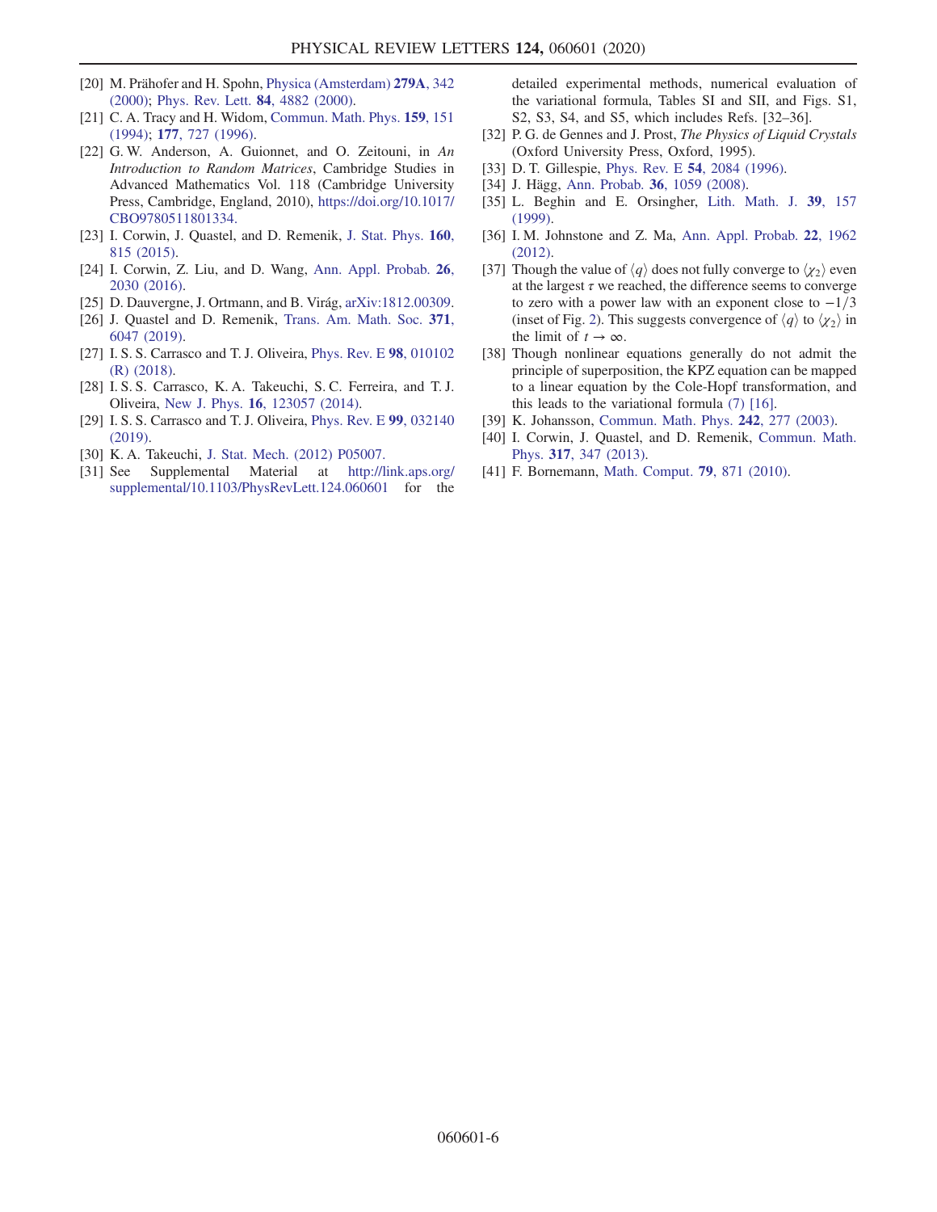[20] M. Prähofer and H. Spohn, Physica (Amsterdam) **279A**, 342 (2000); Phys. Rev. Lett. **84**, 4882 (2000).

[21] C. A. Tracy and H. Widom, Commun. Math. Phys. **159**, 151 (1994); **177**, 727 (1996).

[22] G. W. Anderson, A. Guionnet, and O. Zeitouni, in *An Introduction to Random Matrices*, Cambridge Studies in Advanced Mathematics Vol. 118 (Cambridge University Press, Cambridge, England, 2010), https://doi.org/10.1017/CBO9780511801334.

[23] I. Corwin, J. Quastel, and D. Remenik, J. Stat. Phys. **160**, 815 (2015).

[24] I. Corwin, Z. Liu, and D. Wang, Ann. Appl. Probab. **26**, 2030 (2016).

[25] D. Dauvergne, J. Ortmann, and B. Virág, arXiv:1812.00309.

[26] J. Quastel and D. Remenik, Trans. Am. Math. Soc. **371**, 6047 (2019).

[27] I. S. S. Carrasco and T. J. Oliveira, Phys. Rev. E **98**, 010102 (R) (2018).

[28] I. S. S. Carrasco, K. A. Takeuchi, S. C. Ferreira, and T. J. Oliveira, New J. Phys. **16**, 123057 (2014).

[29] I. S. S. Carrasco and T. J. Oliveira, Phys. Rev. E **99**, 032140 (2019).

[30] K. A. Takeuchi, J. Stat. Mech. (2012) P05007.

[31] See Supplemental Material at http://link.aps.org/supplemental/10.1103/PhysRevLett.124.060601 for the detailed experimental methods, numerical evaluation of the variational formula, Tables SI and SII, and Figs. S1, S2, S3, S4, and S5, which includes Refs. [32–36].

[32] P. G. de Gennes and J. Prost, *The Physics of Liquid Crystals* (Oxford University Press, Oxford, 1995).

[33] D. T. Gillespie, Phys. Rev. E **54**, 2084 (1996).

[34] J. Hägg, Ann. Probab. **36**, 1059 (2008).

[35] L. Beghin and E. Orsingher, Lith. Math. J. **39**, 157 (1999).

[36] I. M. Johnstone and Z. Ma, Ann. Appl. Probab. **22**, 1962 (2012).

[37] Though the value of $\langle q \rangle$ does not fully converge to $\langle \chi_2 \rangle$ even at the largest $\tau$ we reached, the difference seems to converge to zero with a power law with an exponent close to $-1/3$ (inset of Fig. 2). This suggests convergence of $\langle q \rangle$ to $\langle \chi_2 \rangle$ in the limit of $t \to \infty$.

[38] Though nonlinear equations generally do not admit the principle of superposition, the KPZ equation can be mapped to a linear equation by the Cole-Hopf transformation, and this leads to the variational formula (7) [16].

[39] K. Johansson, Commun. Math. Phys. **242**, 277 (2003).

[40] I. Corwin, J. Quastel, and D. Remenik, Commun. Math. Phys. **317**, 347 (2013).

[41] F. Bornemann, Math. Comput. **79**, 871 (2010).